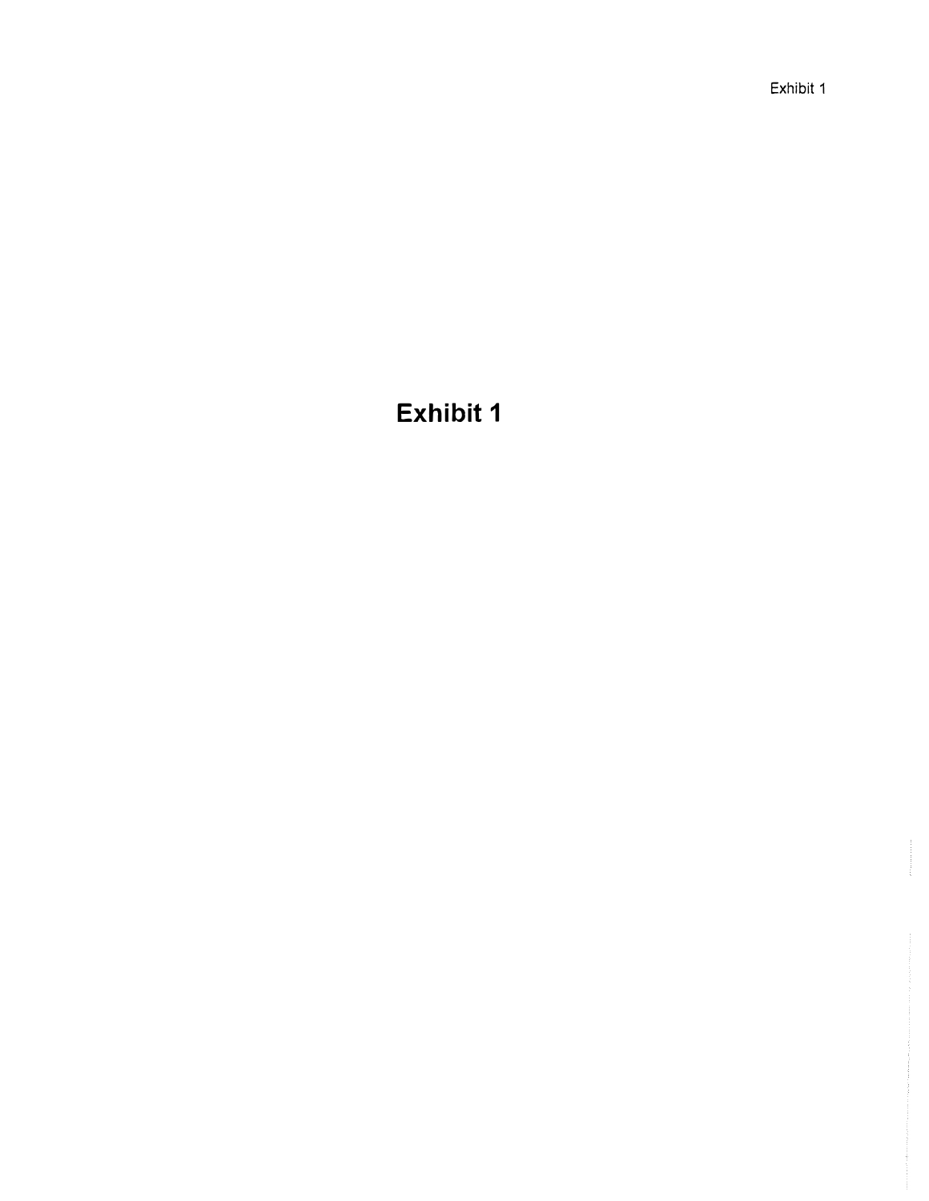# Exhibit 1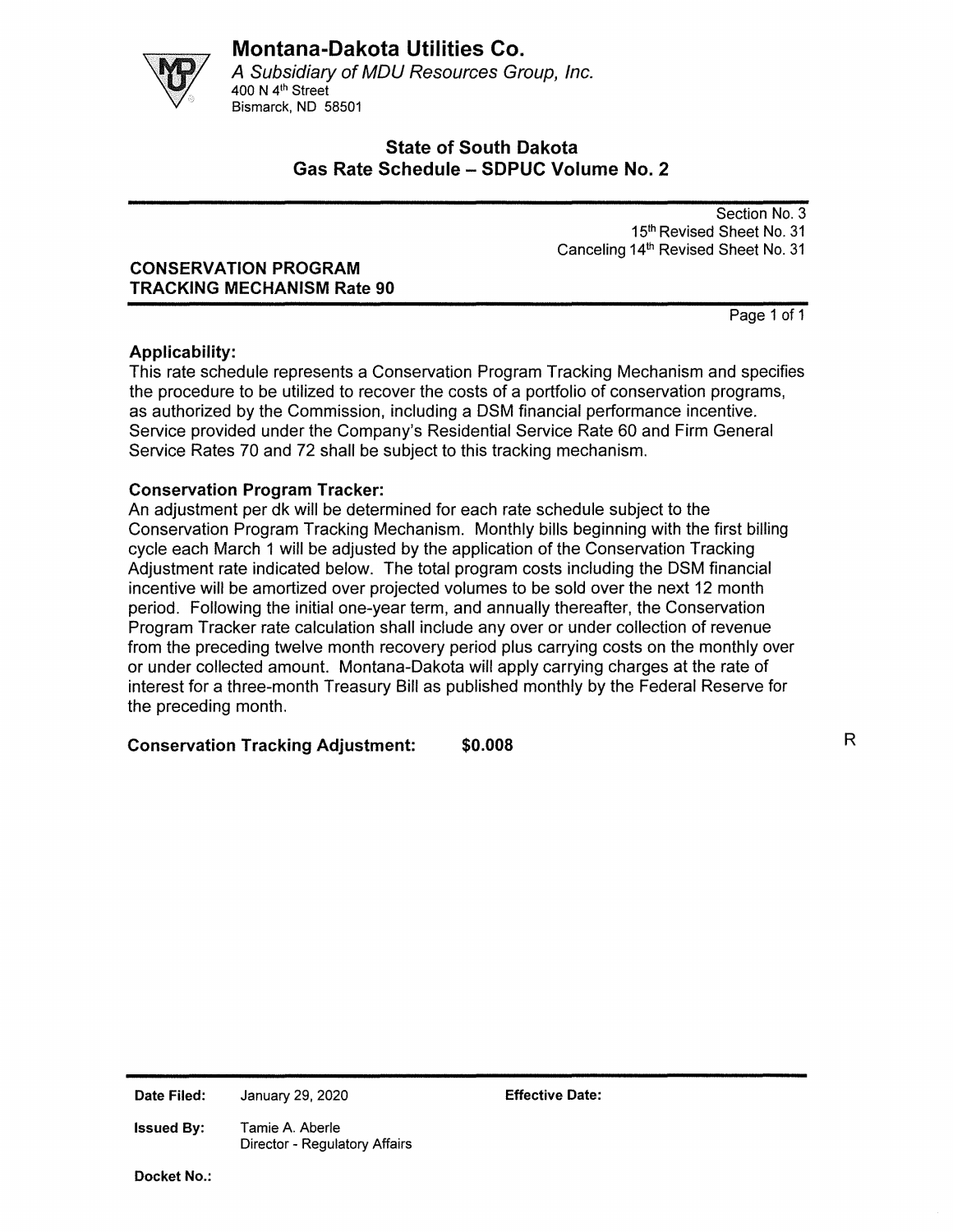# Montana-Dakota Utilities Co.

*A Subsidiary of MDU Resources Group, Inc.*
400 N 4th Street
Bismarck, ND 58501

## State of South Dakota
## Gas Rate Schedule – SDPUC Volume No. 2

Section No. 3
15th Revised Sheet No. 31
Canceling 14th Revised Sheet No. 31

**CONSERVATION PROGRAM TRACKING MECHANISM Rate 90**

### Applicability:

This rate schedule represents a Conservation Program Tracking Mechanism and specifies the procedure to be utilized to recover the costs of a portfolio of conservation programs, as authorized by the Commission, including a DSM financial performance incentive. Service provided under the Company's Residential Service Rate 60 and Firm General Service Rates 70 and 72 shall be subject to this tracking mechanism.

### Conservation Program Tracker:

An adjustment per dk will be determined for each rate schedule subject to the Conservation Program Tracking Mechanism. Monthly bills beginning with the first billing cycle each March 1 will be adjusted by the application of the Conservation Tracking Adjustment rate indicated below. The total program costs including the DSM financial incentive will be amortized over projected volumes to be sold over the next 12 month period. Following the initial one-year term, and annually thereafter, the Conservation Program Tracker rate calculation shall include any over or under collection of revenue from the preceding twelve month recovery period plus carrying costs on the monthly over or under collected amount. Montana-Dakota will apply carrying charges at the rate of interest for a three-month Treasury Bill as published monthly by the Federal Reserve for the preceding month.

**Conservation Tracking Adjustment:** **$0.008** R

**Date Filed:** January 29, 2020 **Effective Date:**

**Issued By:** Tamie A. Aberle
Director - Regulatory Affairs

**Docket No.:**